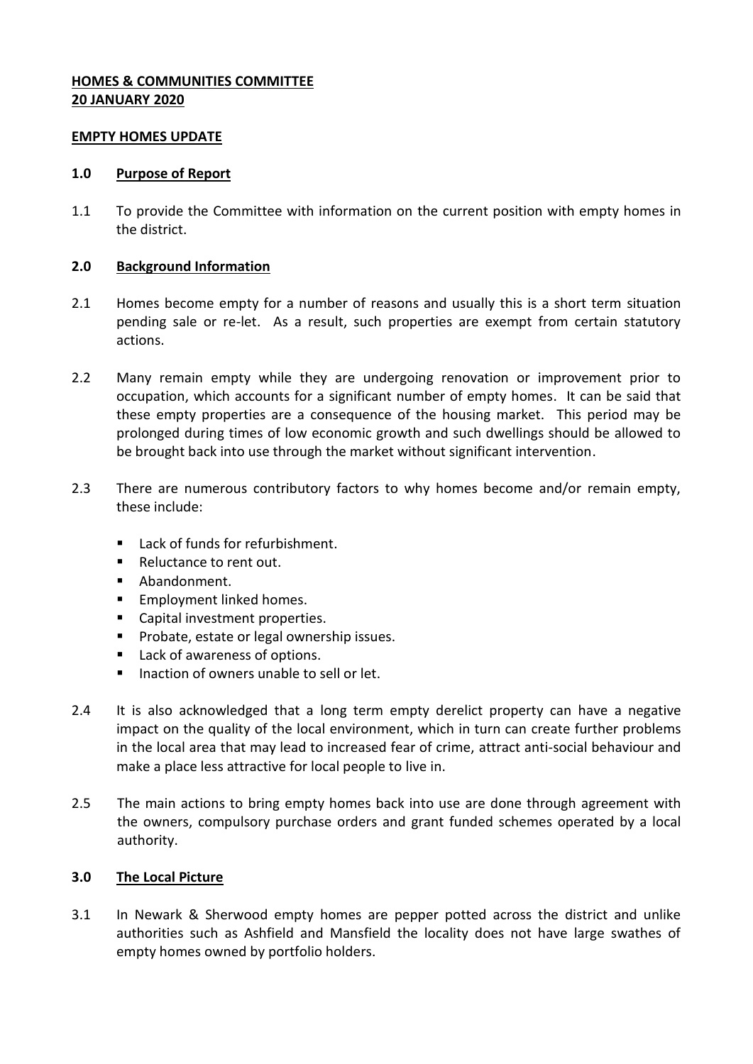**HOMES & COMMUNITIES COMMITTEE**
**20 JANUARY 2020**

**EMPTY HOMES UPDATE**

## 1.0 Purpose of Report

1.1 To provide the Committee with information on the current position with empty homes in the district.

## 2.0 Background Information

2.1 Homes become empty for a number of reasons and usually this is a short term situation pending sale or re-let. As a result, such properties are exempt from certain statutory actions.

2.2 Many remain empty while they are undergoing renovation or improvement prior to occupation, which accounts for a significant number of empty homes. It can be said that these empty properties are a consequence of the housing market. This period may be prolonged during times of low economic growth and such dwellings should be allowed to be brought back into use through the market without significant intervention.

2.3 There are numerous contributory factors to why homes become and/or remain empty, these include:

- Lack of funds for refurbishment.
- Reluctance to rent out.
- Abandonment.
- Employment linked homes.
- Capital investment properties.
- Probate, estate or legal ownership issues.
- Lack of awareness of options.
- Inaction of owners unable to sell or let.

2.4 It is also acknowledged that a long term empty derelict property can have a negative impact on the quality of the local environment, which in turn can create further problems in the local area that may lead to increased fear of crime, attract anti-social behaviour and make a place less attractive for local people to live in.

2.5 The main actions to bring empty homes back into use are done through agreement with the owners, compulsory purchase orders and grant funded schemes operated by a local authority.

## 3.0 The Local Picture

3.1 In Newark & Sherwood empty homes are pepper potted across the district and unlike authorities such as Ashfield and Mansfield the locality does not have large swathes of empty homes owned by portfolio holders.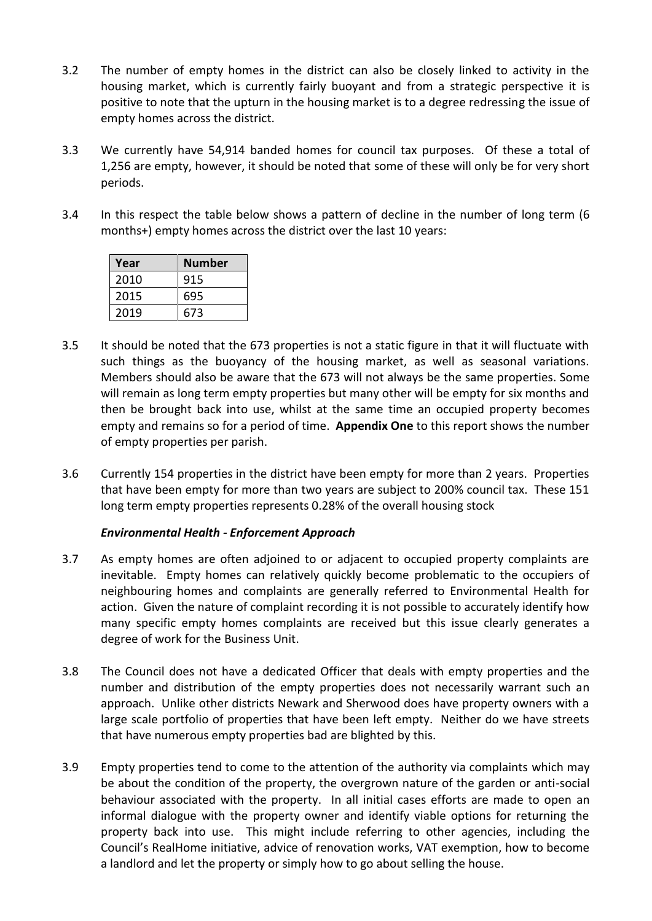3.2 The number of empty homes in the district can also be closely linked to activity in the housing market, which is currently fairly buoyant and from a strategic perspective it is positive to note that the upturn in the housing market is to a degree redressing the issue of empty homes across the district.

3.3 We currently have 54,914 banded homes for council tax purposes. Of these a total of 1,256 are empty, however, it should be noted that some of these will only be for very short periods.

3.4 In this respect the table below shows a pattern of decline in the number of long term (6 months+) empty homes across the district over the last 10 years:

| Year | Number |
|---|---|
| 2010 | 915 |
| 2015 | 695 |
| 2019 | 673 |

3.5 It should be noted that the 673 properties is not a static figure in that it will fluctuate with such things as the buoyancy of the housing market, as well as seasonal variations. Members should also be aware that the 673 will not always be the same properties. Some will remain as long term empty properties but many other will be empty for six months and then be brought back into use, whilst at the same time an occupied property becomes empty and remains so for a period of time. **Appendix One** to this report shows the number of empty properties per parish.

3.6 Currently 154 properties in the district have been empty for more than 2 years. Properties that have been empty for more than two years are subject to 200% council tax. These 151 long term empty properties represents 0.28% of the overall housing stock

***Environmental Health - Enforcement Approach***

3.7 As empty homes are often adjoined to or adjacent to occupied property complaints are inevitable. Empty homes can relatively quickly become problematic to the occupiers of neighbouring homes and complaints are generally referred to Environmental Health for action. Given the nature of complaint recording it is not possible to accurately identify how many specific empty homes complaints are received but this issue clearly generates a degree of work for the Business Unit.

3.8 The Council does not have a dedicated Officer that deals with empty properties and the number and distribution of the empty properties does not necessarily warrant such an approach. Unlike other districts Newark and Sherwood does have property owners with a large scale portfolio of properties that have been left empty. Neither do we have streets that have numerous empty properties bad are blighted by this.

3.9 Empty properties tend to come to the attention of the authority via complaints which may be about the condition of the property, the overgrown nature of the garden or anti-social behaviour associated with the property. In all initial cases efforts are made to open an informal dialogue with the property owner and identify viable options for returning the property back into use. This might include referring to other agencies, including the Council's RealHome initiative, advice of renovation works, VAT exemption, how to become a landlord and let the property or simply how to go about selling the house.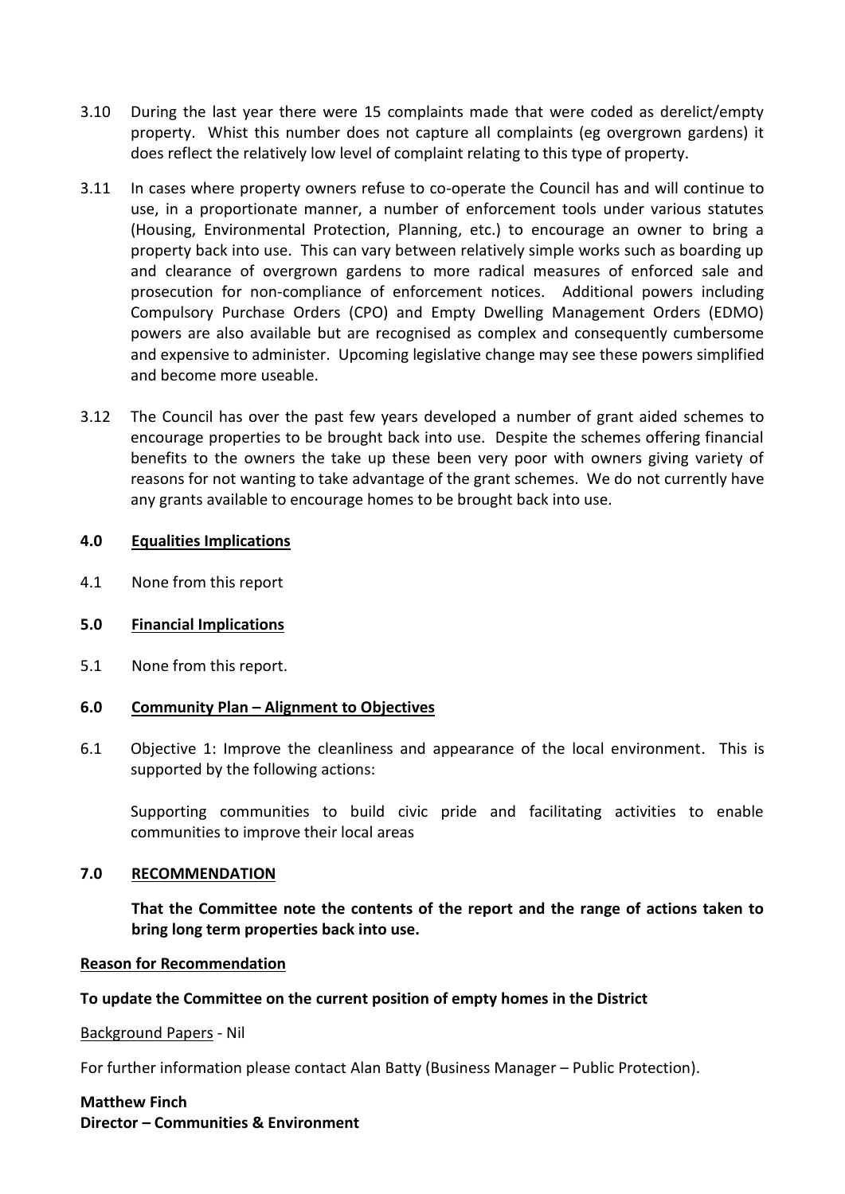3.10 During the last year there were 15 complaints made that were coded as derelict/empty property. Whist this number does not capture all complaints (eg overgrown gardens) it does reflect the relatively low level of complaint relating to this type of property.

3.11 In cases where property owners refuse to co-operate the Council has and will continue to use, in a proportionate manner, a number of enforcement tools under various statutes (Housing, Environmental Protection, Planning, etc.) to encourage an owner to bring a property back into use. This can vary between relatively simple works such as boarding up and clearance of overgrown gardens to more radical measures of enforced sale and prosecution for non-compliance of enforcement notices. Additional powers including Compulsory Purchase Orders (CPO) and Empty Dwelling Management Orders (EDMO) powers are also available but are recognised as complex and consequently cumbersome and expensive to administer. Upcoming legislative change may see these powers simplified and become more useable.

3.12 The Council has over the past few years developed a number of grant aided schemes to encourage properties to be brought back into use. Despite the schemes offering financial benefits to the owners the take up these been very poor with owners giving variety of reasons for not wanting to take advantage of the grant schemes. We do not currently have any grants available to encourage homes to be brought back into use.

## 4.0 Equalities Implications

4.1 None from this report

## 5.0 Financial Implications

5.1 None from this report.

## 6.0 Community Plan – Alignment to Objectives

6.1 Objective 1: Improve the cleanliness and appearance of the local environment. This is supported by the following actions:

Supporting communities to build civic pride and facilitating activities to enable communities to improve their local areas

## 7.0 RECOMMENDATION

**That the Committee note the contents of the report and the range of actions taken to bring long term properties back into use.**

**Reason for Recommendation**

**To update the Committee on the current position of empty homes in the District**

Background Papers - Nil

For further information please contact Alan Batty (Business Manager – Public Protection).

**Matthew Finch**
**Director – Communities & Environment**